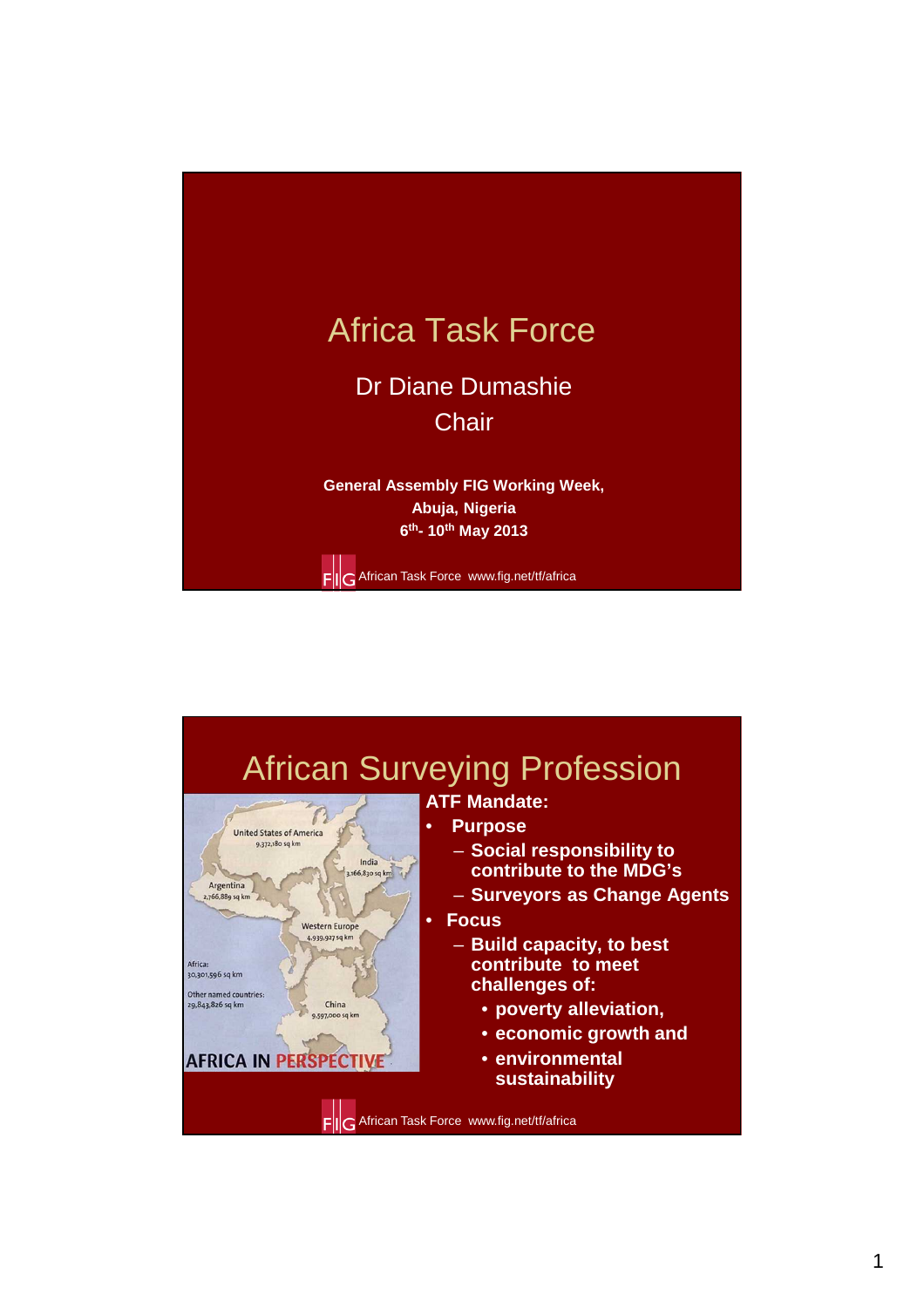# Africa Task Force

Dr Diane Dumashie

Chair

**General Assembly FIG Working Week,**
**Abuja, Nigeria**
**6th- 10th May 2013**

FIG African Task Force www.fig.net/tf/africa

# African Surveying Profession

United States of America 9,372,180 sq km
India 3,166,830 sq km
Argentina 2,766,889 sq km
Western Europe 4,939,927 sq km
Africa: 30,301,596 sq km
Other named countries: 29,843,826 sq km
China 9,597,000 sq km
AFRICA IN PERSPECTIVE

**ATF Mandate:**

- **Purpose**
  - **Social responsibility to contribute to the MDG's**
  - **Surveyors as Change Agents**
- **Focus**
  - **Build capacity, to best contribute to meet challenges of:**
    - **poverty alleviation,**
    - **economic growth and**
    - **environmental sustainability**

FIG African Task Force www.fig.net/tf/africa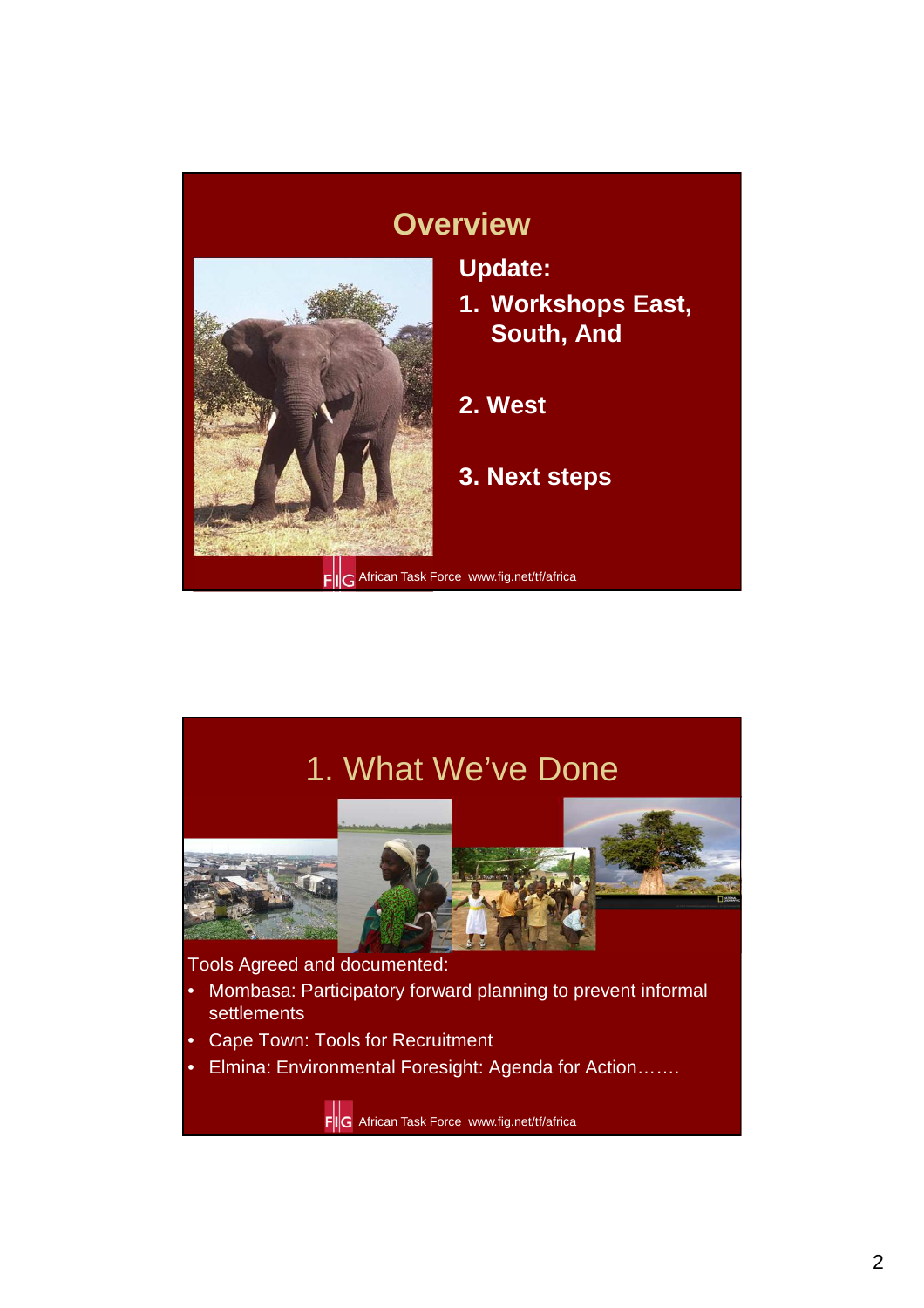## Overview

**Update:**

1. **Workshops East, South, And**

2. **West**

3. **Next steps**

African Task Force www.fig.net/tf/africa

## 1. What We've Done

Tools Agreed and documented:

- Mombasa: Participatory forward planning to prevent informal settlements
- Cape Town: Tools for Recruitment
- Elmina: Environmental Foresight: Agenda for Action…….

African Task Force www.fig.net/tf/africa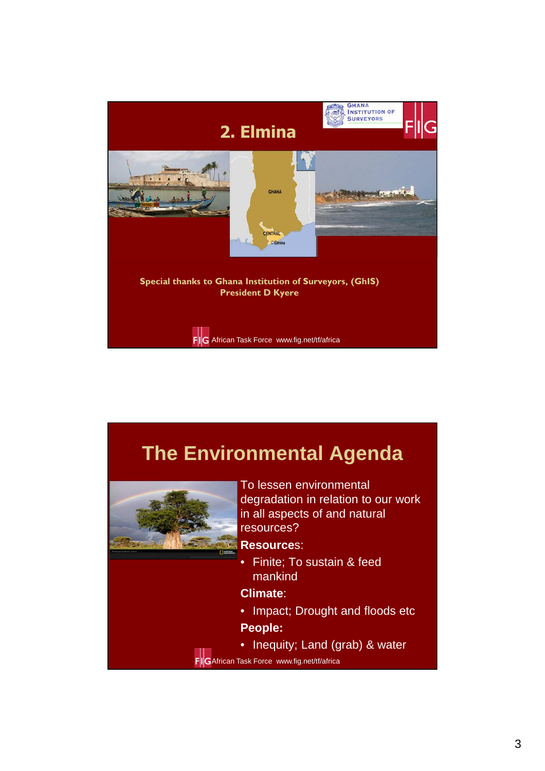## 2. Elmina

**Special thanks to Ghana Institution of Surveyors, (GhIS)**
**President D Kyere**

African Task Force www.fig.net/tf/africa

## The Environmental Agenda

To lessen environmental degradation in relation to our work in all aspects of and natural resources?

**Resources**:

- Finite; To sustain & feed mankind

**Climate**:

- Impact; Drought and floods etc

**People:**

- Inequity; Land (grab) & water

African Task Force www.fig.net/tf/africa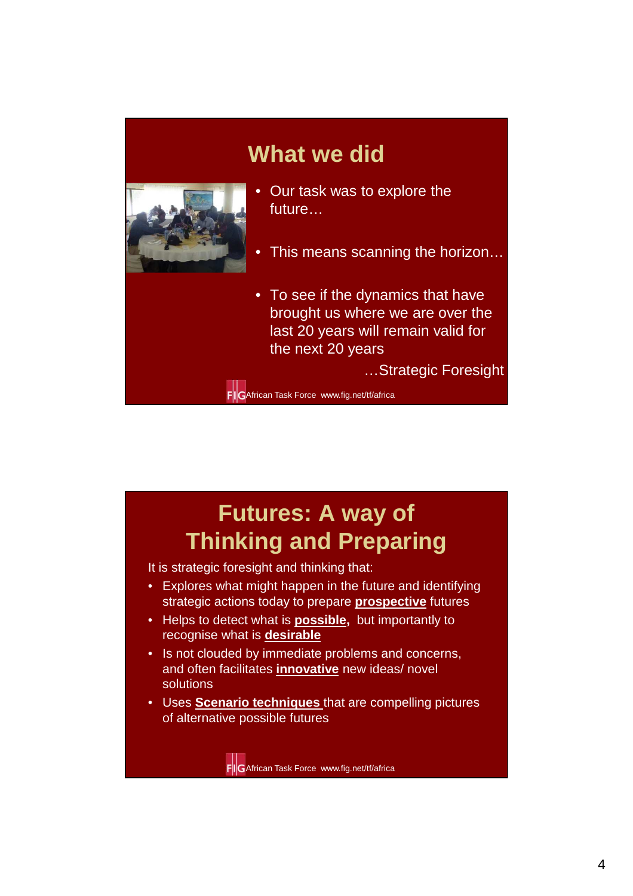## What we did

- Our task was to explore the future…
- This means scanning the horizon…
- To see if the dynamics that have brought us where we are over the last 20 years will remain valid for the next 20 years

…Strategic Foresight

FIG African Task Force www.fig.net/tf/africa

## Futures: A way of Thinking and Preparing

It is strategic foresight and thinking that:

- Explores what might happen in the future and identifying strategic actions today to prepare **prospective** futures
- Helps to detect what is **possible,** but importantly to recognise what is **desirable**
- Is not clouded by immediate problems and concerns, and often facilitates **innovative** new ideas/ novel solutions
- Uses **Scenario techniques** that are compelling pictures of alternative possible futures

FIG African Task Force www.fig.net/tf/africa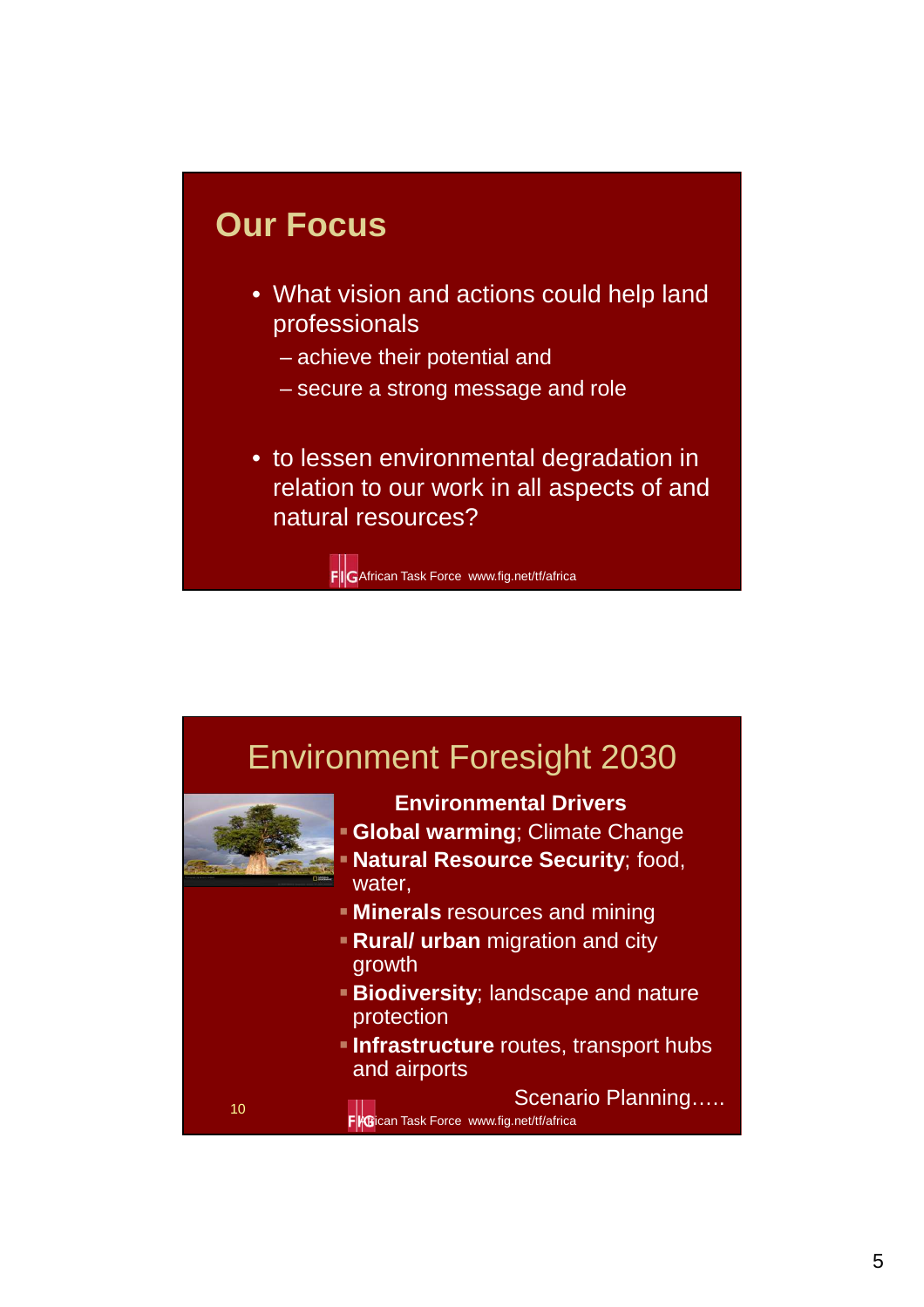## Our Focus

- What vision and actions could help land professionals
  - achieve their potential and
  - secure a strong message and role
- to lessen environmental degradation in relation to our work in all aspects of and natural resources?

FIG African Task Force www.fig.net/tf/africa

## Environment Foresight 2030

**Environmental Drivers**

- **Global warming**; Climate Change
- **Natural Resource Security**; food, water,
- **Minerals** resources and mining
- **Rural/ urban** migration and city growth
- **Biodiversity**; landscape and nature protection
- **Infrastructure** routes, transport hubs and airports

Scenario Planning…..

FIG African Task Force www.fig.net/tf/africa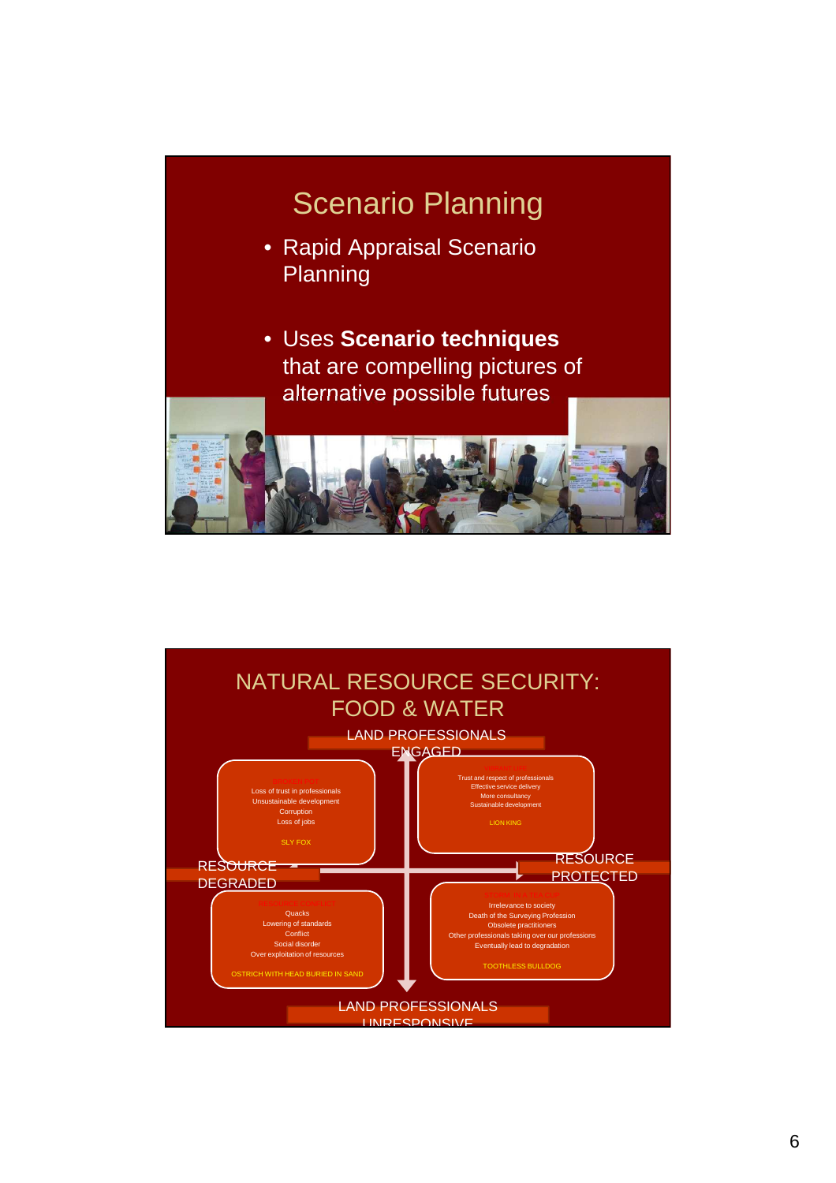# Scenario Planning

- Rapid Appraisal Scenario Planning
- Uses **Scenario techniques** that are compelling pictures of alternative possible futures

# NATURAL RESOURCE SECURITY: FOOD & WATER

LAND PROFESSIONALS ENGAGED

Loss of trust in professionals
Unsustainable development
Corruption
Loss of jobs

SLY FOX

Trust and respect of professionals
Effective service delivery
More consultancy
Sustainable development

LION KING

RESOURCE DEGRADED

RESOURCE PROTECTED

Quacks
Lowering of standards
Conflict
Social disorder
Over exploitation of resources

OSTRICH WITH HEAD BURIED IN SAND

Irrelevance to society
Death of the Surveying Profession
Obsolete practitioners
Other professionals taking over our professions
Eventually lead to degradation

TOOTHLESS BULLDOG

LAND PROFESSIONALS UNRESPONSIVE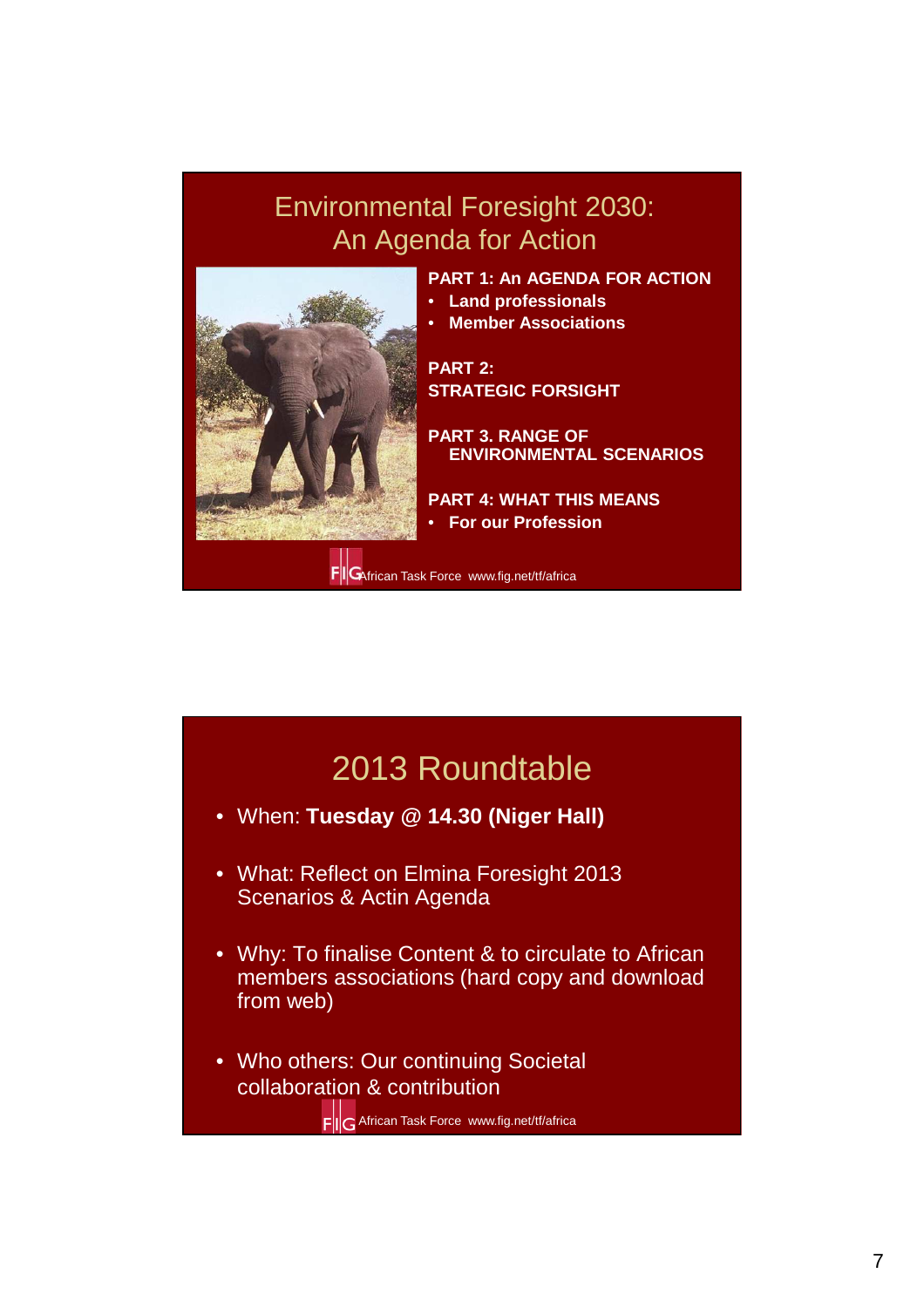## Environmental Foresight 2030: An Agenda for Action

**PART 1: An AGENDA FOR ACTION**

- **Land professionals**
- **Member Associations**

**PART 2: STRATEGIC FORSIGHT**

**PART 3. RANGE OF ENVIRONMENTAL SCENARIOS**

**PART 4: WHAT THIS MEANS**

- **For our Profession**

FIG African Task Force www.fig.net/tf/africa

## 2013 Roundtable

- When: **Tuesday @ 14.30 (Niger Hall)**
- What: Reflect on Elmina Foresight 2013 Scenarios & Actin Agenda
- Why: To finalise Content & to circulate to African members associations (hard copy and download from web)
- Who others: Our continuing Societal collaboration & contribution

FIG African Task Force www.fig.net/tf/africa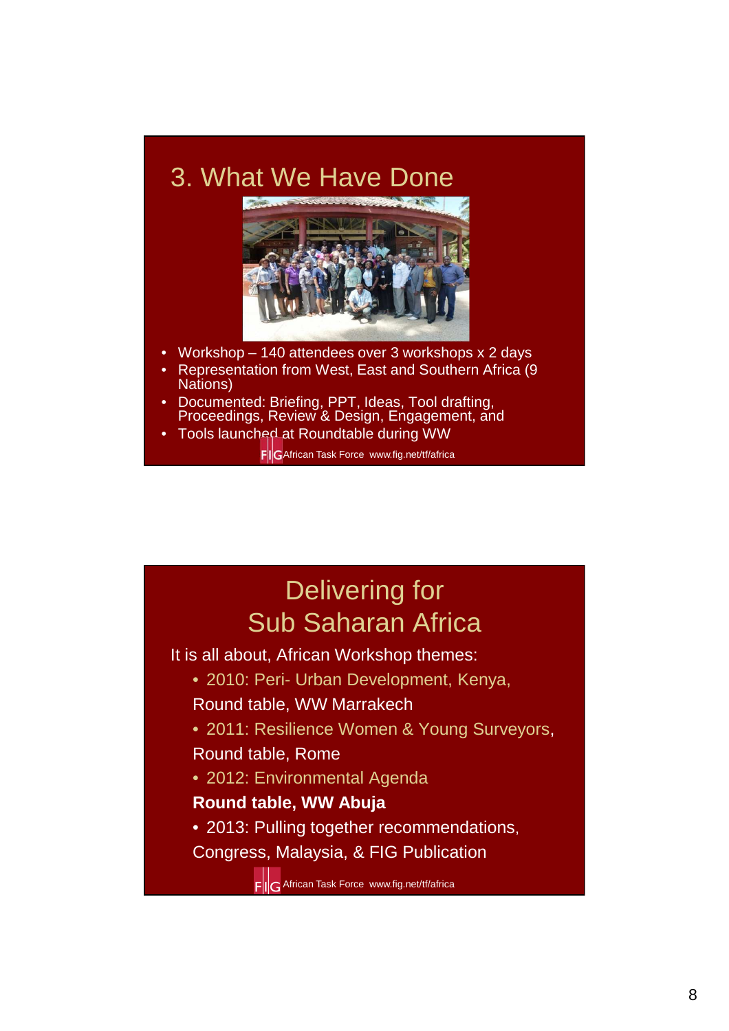## 3. What We Have Done

- Workshop – 140 attendees over 3 workshops x 2 days
- Representation from West, East and Southern Africa (9 Nations)
- Documented: Briefing, PPT, Ideas, Tool drafting, Proceedings, Review & Design, Engagement, and
- Tools launched at Roundtable during WW

FIG African Task Force www.fig.net/tf/africa

## Delivering for Sub Saharan Africa

It is all about, African Workshop themes:

- 2010: Peri- Urban Development, Kenya,

  Round table, WW Marrakech

- 2011: Resilience Women & Young Surveyors,

  Round table, Rome

- 2012: Environmental Agenda

  **Round table, WW Abuja**

- 2013: Pulling together recommendations,

  Congress, Malaysia, & FIG Publication

FIG African Task Force www.fig.net/tf/africa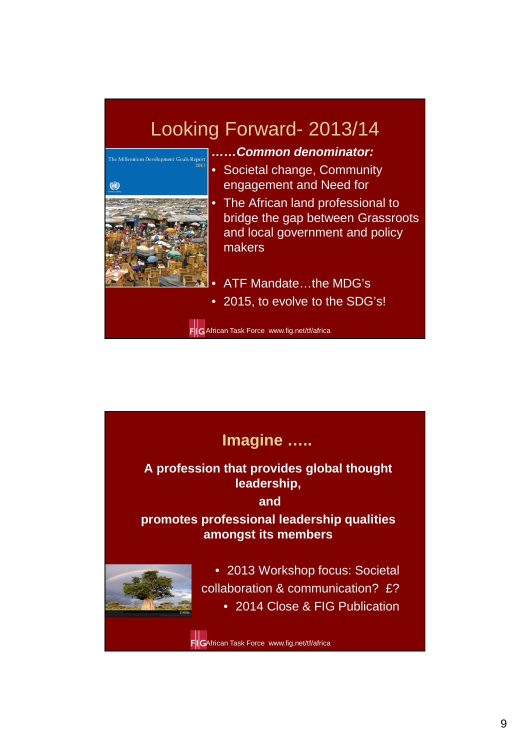# Looking Forward- 2013/14

*……Common denominator:*

- Societal change, Community engagement and Need for
- The African land professional to bridge the gap between Grassroots and local government and policy makers
- ATF Mandate…the MDG's
- 2015, to evolve to the SDG's!

FIG African Task Force www.fig.net/tf/africa

# Imagine …..

**A profession that provides global thought leadership,**

**and**

**promotes professional leadership qualities amongst its members**

- 2013 Workshop focus: Societal collaboration & communication? £?
- 2014 Close & FIG Publication

FIG African Task Force www.fig.net/tf/africa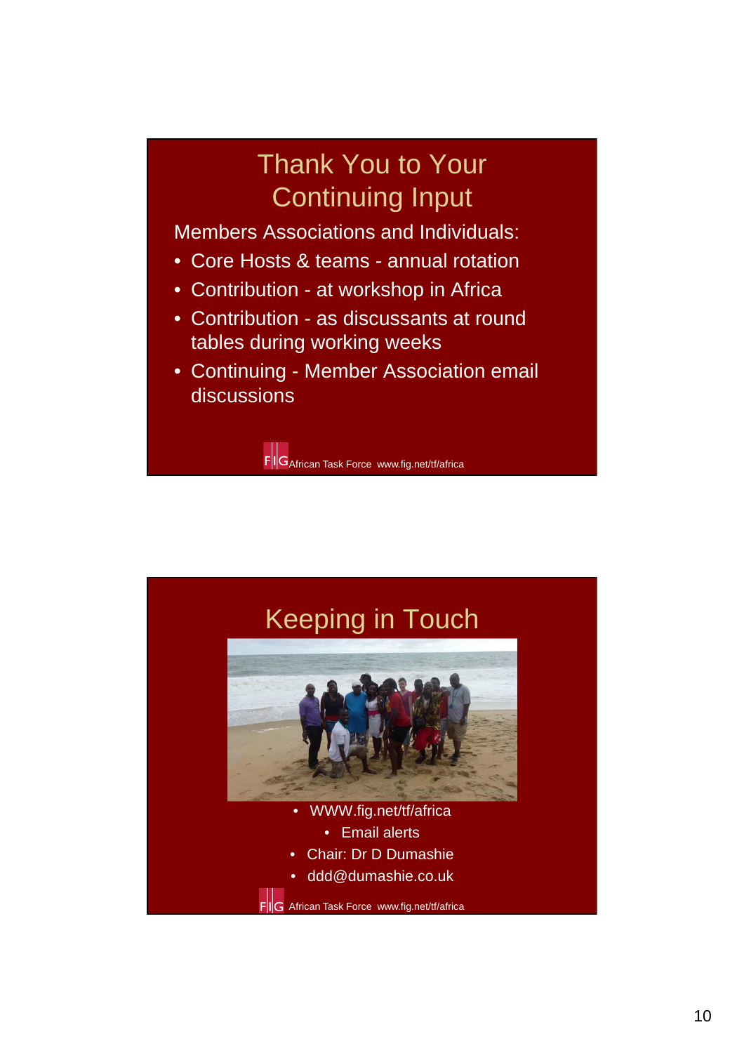## Thank You to Your Continuing Input

Members Associations and Individuals:

- Core Hosts & teams - annual rotation
- Contribution - at workshop in Africa
- Contribution - as discussants at round tables during working weeks
- Continuing - Member Association email discussions

FIG African Task Force www.fig.net/tf/africa

## Keeping in Touch

- WWW.fig.net/tf/africa
  - Email alerts
- Chair: Dr D Dumashie
- ddd@dumashie.co.uk

FIG African Task Force www.fig.net/tf/africa